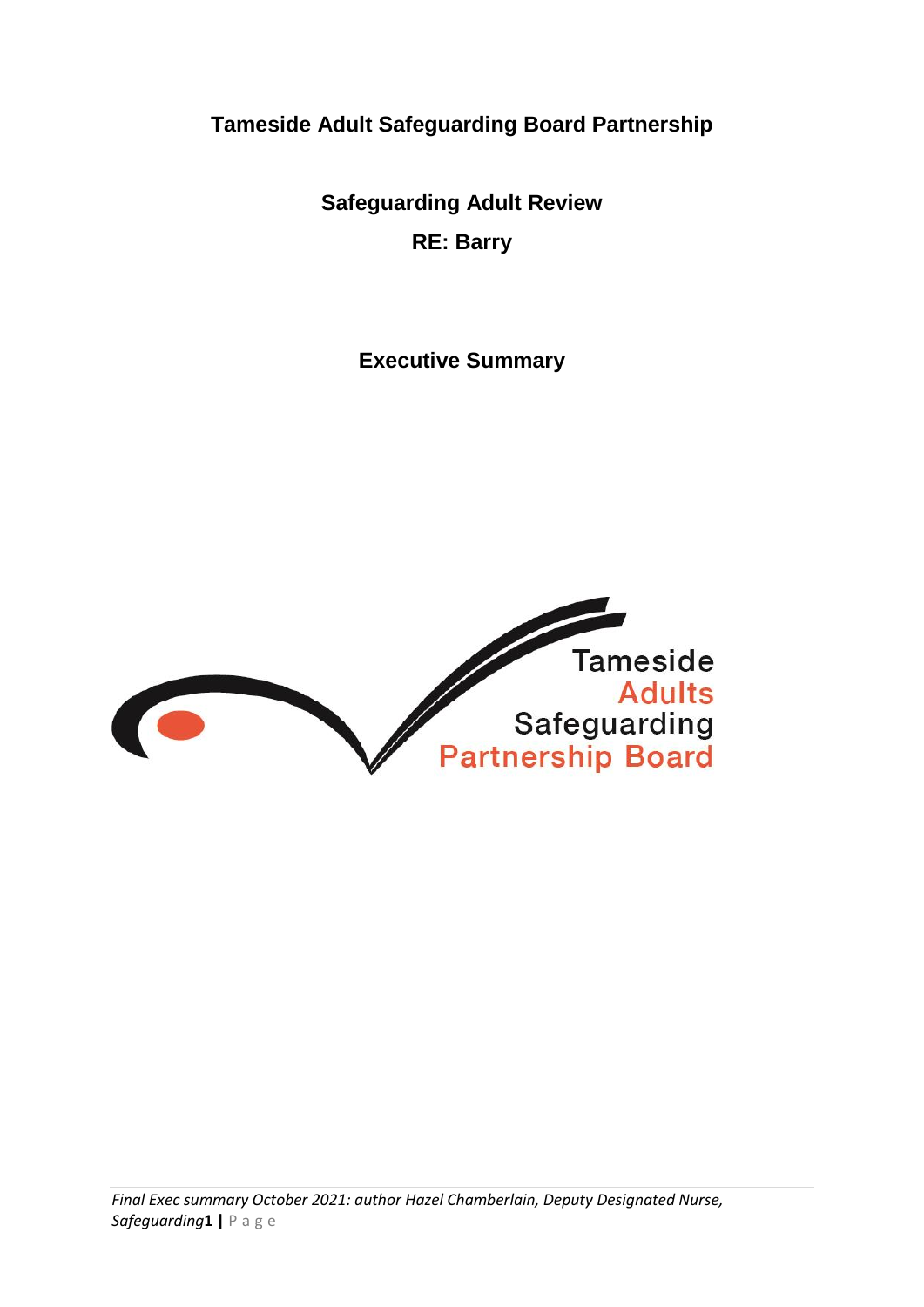# Tameside Adult Safeguarding Board Partnership

## Safeguarding Adult Review

## RE: Barry

## Executive Summary

Tameside
Adults
Safeguarding
Partnership Board

*Final Exec summary October 2021: author Hazel Chamberlain, Deputy Designated Nurse, Safeguarding*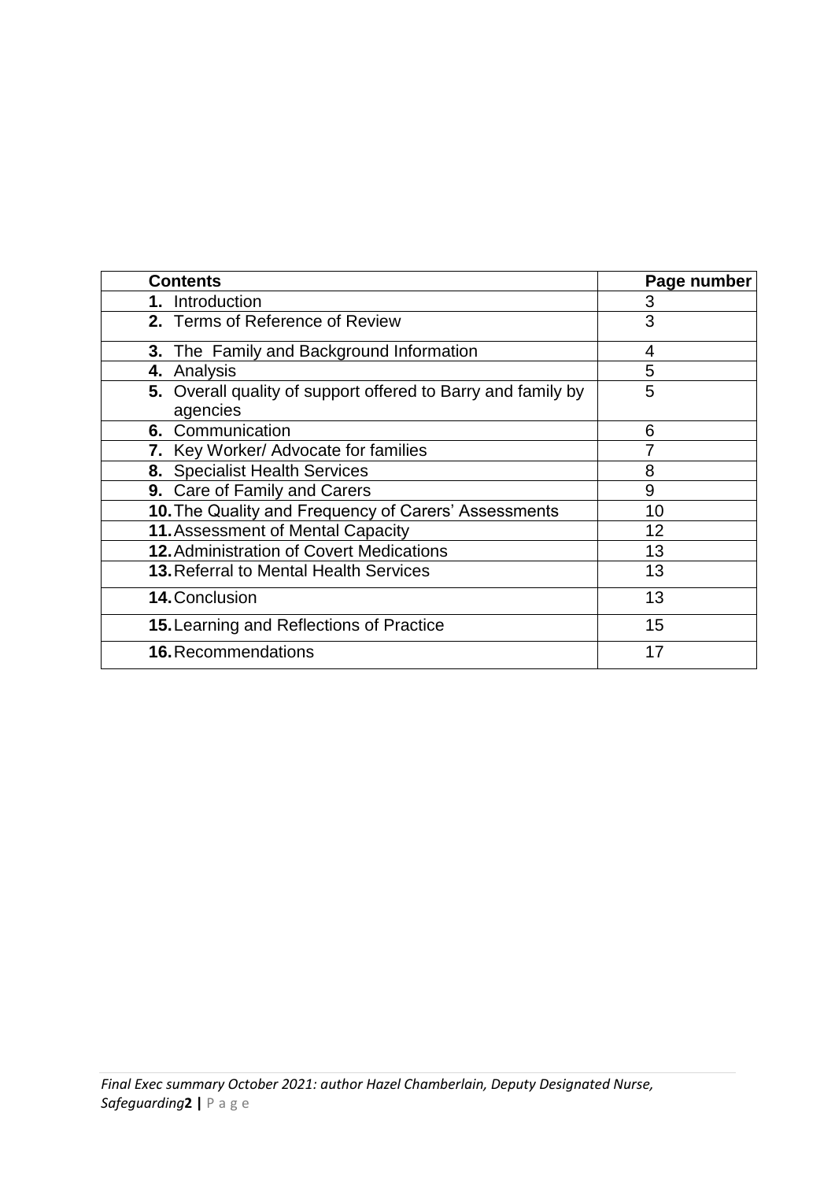| Contents | Page number |
|---|---|
| **1.** Introduction | 3 |
| **2.** Terms of Reference of Review | 3 |
| **3.** The Family and Background Information | 4 |
| **4.** Analysis | 5 |
| **5.** Overall quality of support offered to Barry and family by agencies | 5 |
| **6.** Communication | 6 |
| **7.** Key Worker/ Advocate for families | 7 |
| **8.** Specialist Health Services | 8 |
| **9.** Care of Family and Carers | 9 |
| **10.** The Quality and Frequency of Carers' Assessments | 10 |
| **11.** Assessment of Mental Capacity | 12 |
| **12.** Administration of Covert Medications | 13 |
| **13.** Referral to Mental Health Services | 13 |
| **14.** Conclusion | 13 |
| **15.** Learning and Reflections of Practice | 15 |
| **16.** Recommendations | 17 |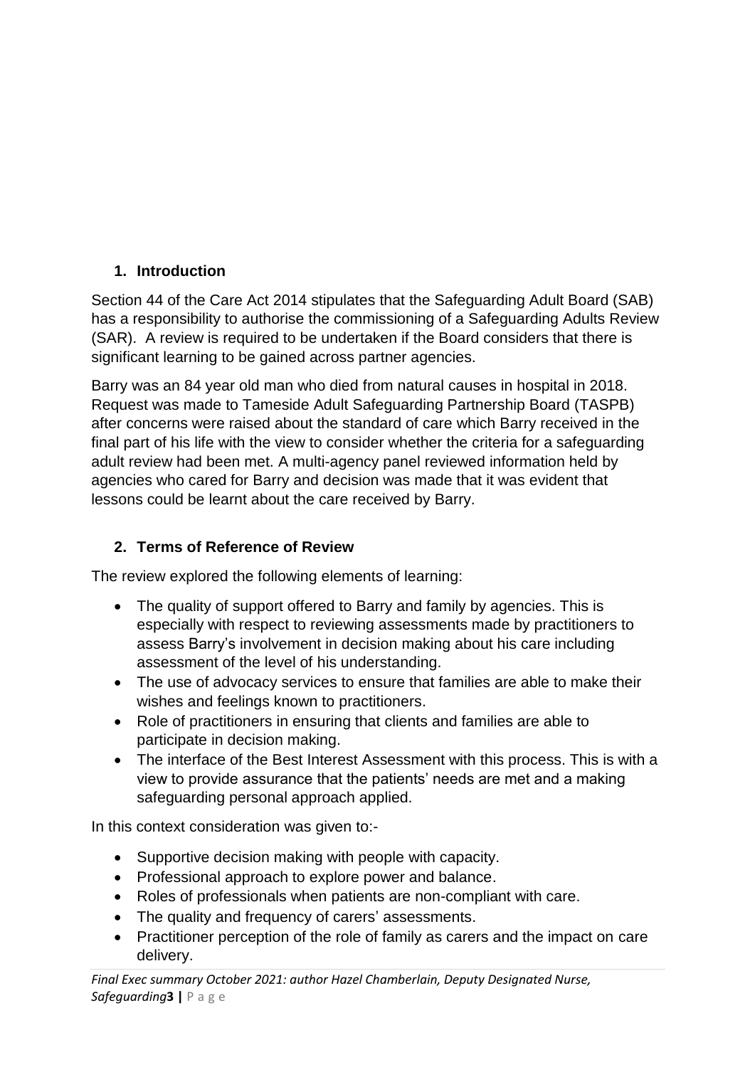## 1. Introduction

Section 44 of the Care Act 2014 stipulates that the Safeguarding Adult Board (SAB) has a responsibility to authorise the commissioning of a Safeguarding Adults Review (SAR). A review is required to be undertaken if the Board considers that there is significant learning to be gained across partner agencies.

Barry was an 84 year old man who died from natural causes in hospital in 2018. Request was made to Tameside Adult Safeguarding Partnership Board (TASPB) after concerns were raised about the standard of care which Barry received in the final part of his life with the view to consider whether the criteria for a safeguarding adult review had been met. A multi-agency panel reviewed information held by agencies who cared for Barry and decision was made that it was evident that lessons could be learnt about the care received by Barry.

## 2. Terms of Reference of Review

The review explored the following elements of learning:

- The quality of support offered to Barry and family by agencies. This is especially with respect to reviewing assessments made by practitioners to assess Barry's involvement in decision making about his care including assessment of the level of his understanding.
- The use of advocacy services to ensure that families are able to make their wishes and feelings known to practitioners.
- Role of practitioners in ensuring that clients and families are able to participate in decision making.
- The interface of the Best Interest Assessment with this process. This is with a view to provide assurance that the patients' needs are met and a making safeguarding personal approach applied.

In this context consideration was given to:-

- Supportive decision making with people with capacity.
- Professional approach to explore power and balance.
- Roles of professionals when patients are non-compliant with care.
- The quality and frequency of carers' assessments.
- Practitioner perception of the role of family as carers and the impact on care delivery.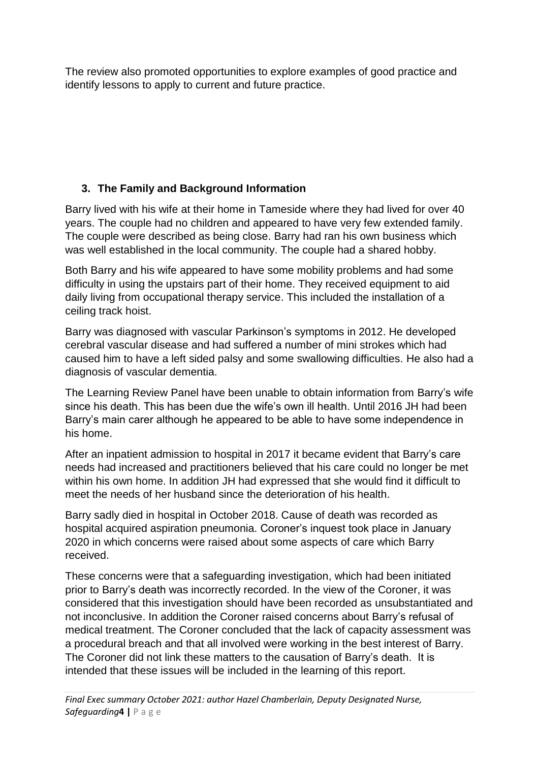The review also promoted opportunities to explore examples of good practice and identify lessons to apply to current and future practice.

## 3. The Family and Background Information

Barry lived with his wife at their home in Tameside where they had lived for over 40 years. The couple had no children and appeared to have very few extended family. The couple were described as being close. Barry had ran his own business which was well established in the local community. The couple had a shared hobby.

Both Barry and his wife appeared to have some mobility problems and had some difficulty in using the upstairs part of their home. They received equipment to aid daily living from occupational therapy service. This included the installation of a ceiling track hoist.

Barry was diagnosed with vascular Parkinson's symptoms in 2012. He developed cerebral vascular disease and had suffered a number of mini strokes which had caused him to have a left sided palsy and some swallowing difficulties. He also had a diagnosis of vascular dementia.

The Learning Review Panel have been unable to obtain information from Barry's wife since his death. This has been due the wife's own ill health. Until 2016 JH had been Barry's main carer although he appeared to be able to have some independence in his home.

After an inpatient admission to hospital in 2017 it became evident that Barry's care needs had increased and practitioners believed that his care could no longer be met within his own home. In addition JH had expressed that she would find it difficult to meet the needs of her husband since the deterioration of his health.

Barry sadly died in hospital in October 2018. Cause of death was recorded as hospital acquired aspiration pneumonia. Coroner's inquest took place in January 2020 in which concerns were raised about some aspects of care which Barry received.

These concerns were that a safeguarding investigation, which had been initiated prior to Barry's death was incorrectly recorded. In the view of the Coroner, it was considered that this investigation should have been recorded as unsubstantiated and not inconclusive. In addition the Coroner raised concerns about Barry's refusal of medical treatment. The Coroner concluded that the lack of capacity assessment was a procedural breach and that all involved were working in the best interest of Barry. The Coroner did not link these matters to the causation of Barry's death. It is intended that these issues will be included in the learning of this report.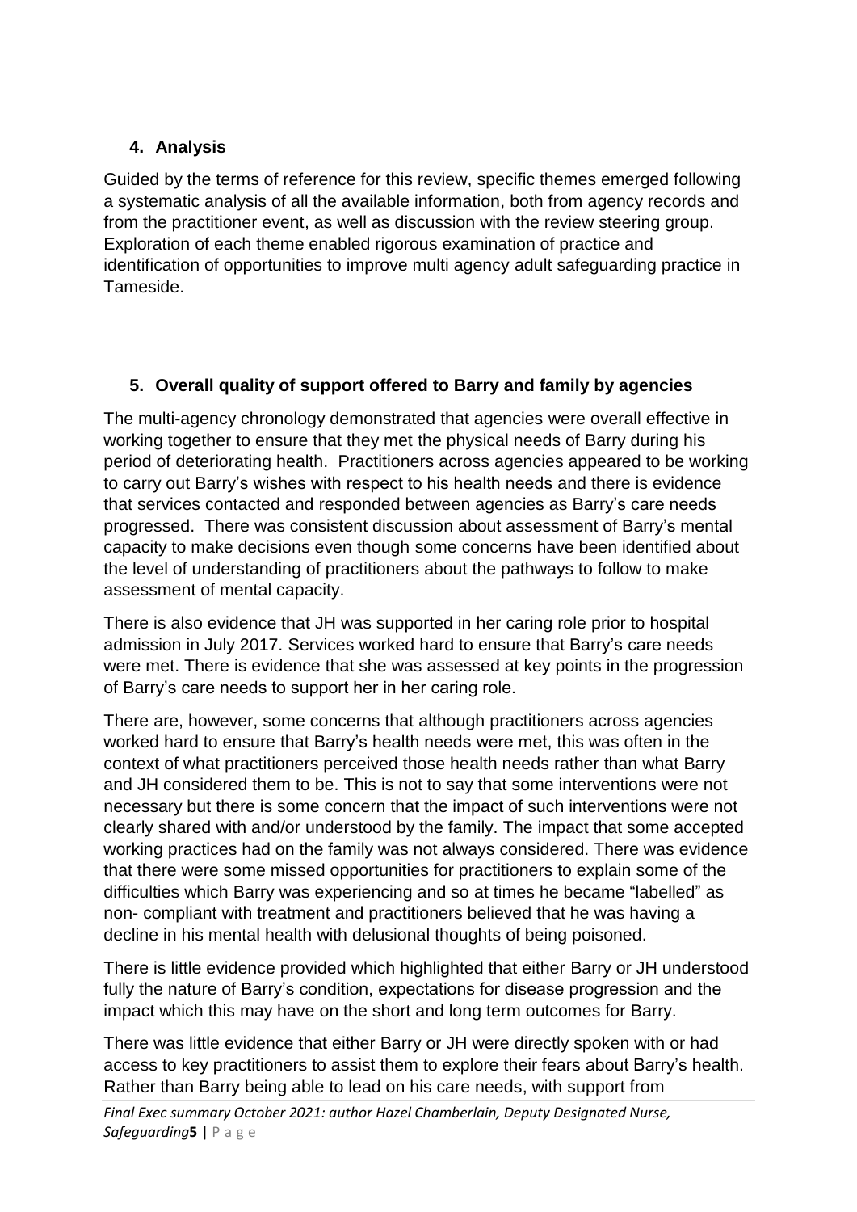## 4. Analysis

Guided by the terms of reference for this review, specific themes emerged following a systematic analysis of all the available information, both from agency records and from the practitioner event, as well as discussion with the review steering group. Exploration of each theme enabled rigorous examination of practice and identification of opportunities to improve multi agency adult safeguarding practice in Tameside.

## 5. Overall quality of support offered to Barry and family by agencies

The multi-agency chronology demonstrated that agencies were overall effective in working together to ensure that they met the physical needs of Barry during his period of deteriorating health. Practitioners across agencies appeared to be working to carry out Barry's wishes with respect to his health needs and there is evidence that services contacted and responded between agencies as Barry's care needs progressed. There was consistent discussion about assessment of Barry's mental capacity to make decisions even though some concerns have been identified about the level of understanding of practitioners about the pathways to follow to make assessment of mental capacity.

There is also evidence that JH was supported in her caring role prior to hospital admission in July 2017. Services worked hard to ensure that Barry's care needs were met. There is evidence that she was assessed at key points in the progression of Barry's care needs to support her in her caring role.

There are, however, some concerns that although practitioners across agencies worked hard to ensure that Barry's health needs were met, this was often in the context of what practitioners perceived those health needs rather than what Barry and JH considered them to be. This is not to say that some interventions were not necessary but there is some concern that the impact of such interventions were not clearly shared with and/or understood by the family. The impact that some accepted working practices had on the family was not always considered. There was evidence that there were some missed opportunities for practitioners to explain some of the difficulties which Barry was experiencing and so at times he became "labelled" as non- compliant with treatment and practitioners believed that he was having a decline in his mental health with delusional thoughts of being poisoned.

There is little evidence provided which highlighted that either Barry or JH understood fully the nature of Barry's condition, expectations for disease progression and the impact which this may have on the short and long term outcomes for Barry.

There was little evidence that either Barry or JH were directly spoken with or had access to key practitioners to assist them to explore their fears about Barry's health. Rather than Barry being able to lead on his care needs, with support from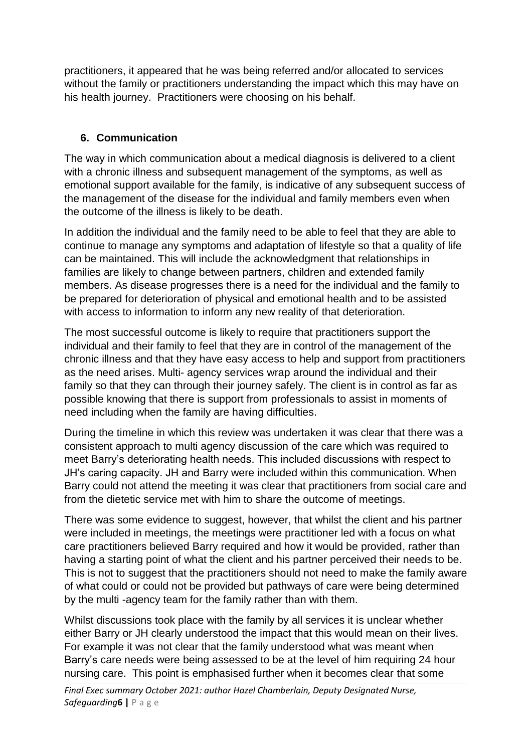practitioners, it appeared that he was being referred and/or allocated to services without the family or practitioners understanding the impact which this may have on his health journey. Practitioners were choosing on his behalf.

## 6. Communication

The way in which communication about a medical diagnosis is delivered to a client with a chronic illness and subsequent management of the symptoms, as well as emotional support available for the family, is indicative of any subsequent success of the management of the disease for the individual and family members even when the outcome of the illness is likely to be death.

In addition the individual and the family need to be able to feel that they are able to continue to manage any symptoms and adaptation of lifestyle so that a quality of life can be maintained. This will include the acknowledgment that relationships in families are likely to change between partners, children and extended family members. As disease progresses there is a need for the individual and the family to be prepared for deterioration of physical and emotional health and to be assisted with access to information to inform any new reality of that deterioration.

The most successful outcome is likely to require that practitioners support the individual and their family to feel that they are in control of the management of the chronic illness and that they have easy access to help and support from practitioners as the need arises. Multi- agency services wrap around the individual and their family so that they can through their journey safely. The client is in control as far as possible knowing that there is support from professionals to assist in moments of need including when the family are having difficulties.

During the timeline in which this review was undertaken it was clear that there was a consistent approach to multi agency discussion of the care which was required to meet Barry's deteriorating health needs. This included discussions with respect to JH's caring capacity. JH and Barry were included within this communication. When Barry could not attend the meeting it was clear that practitioners from social care and from the dietetic service met with him to share the outcome of meetings.

There was some evidence to suggest, however, that whilst the client and his partner were included in meetings, the meetings were practitioner led with a focus on what care practitioners believed Barry required and how it would be provided, rather than having a starting point of what the client and his partner perceived their needs to be. This is not to suggest that the practitioners should not need to make the family aware of what could or could not be provided but pathways of care were being determined by the multi -agency team for the family rather than with them.

Whilst discussions took place with the family by all services it is unclear whether either Barry or JH clearly understood the impact that this would mean on their lives. For example it was not clear that the family understood what was meant when Barry's care needs were being assessed to be at the level of him requiring 24 hour nursing care. This point is emphasised further when it becomes clear that some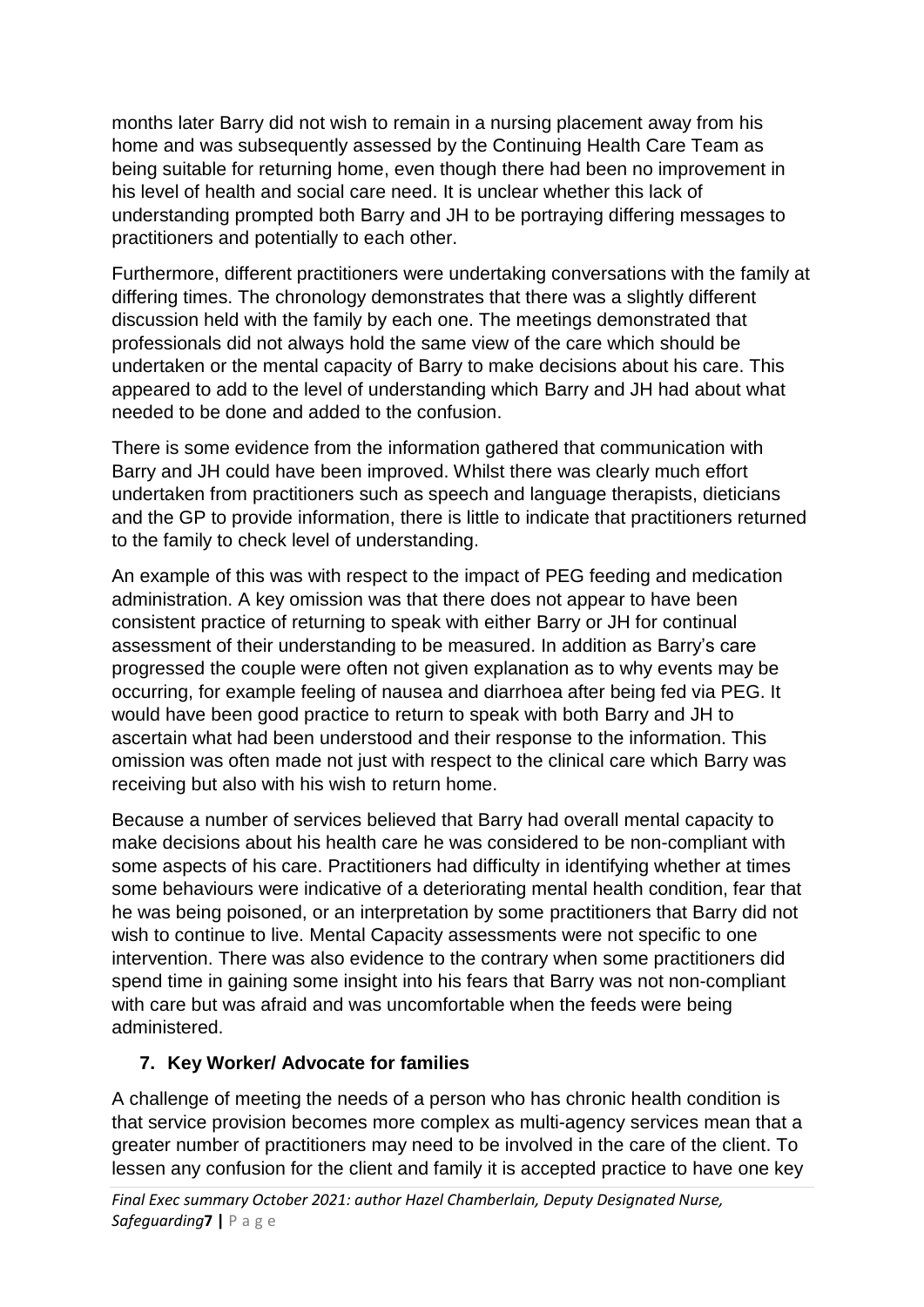months later Barry did not wish to remain in a nursing placement away from his home and was subsequently assessed by the Continuing Health Care Team as being suitable for returning home, even though there had been no improvement in his level of health and social care need. It is unclear whether this lack of understanding prompted both Barry and JH to be portraying differing messages to practitioners and potentially to each other.

Furthermore, different practitioners were undertaking conversations with the family at differing times. The chronology demonstrates that there was a slightly different discussion held with the family by each one. The meetings demonstrated that professionals did not always hold the same view of the care which should be undertaken or the mental capacity of Barry to make decisions about his care. This appeared to add to the level of understanding which Barry and JH had about what needed to be done and added to the confusion.

There is some evidence from the information gathered that communication with Barry and JH could have been improved. Whilst there was clearly much effort undertaken from practitioners such as speech and language therapists, dieticians and the GP to provide information, there is little to indicate that practitioners returned to the family to check level of understanding.

An example of this was with respect to the impact of PEG feeding and medication administration. A key omission was that there does not appear to have been consistent practice of returning to speak with either Barry or JH for continual assessment of their understanding to be measured. In addition as Barry's care progressed the couple were often not given explanation as to why events may be occurring, for example feeling of nausea and diarrhoea after being fed via PEG. It would have been good practice to return to speak with both Barry and JH to ascertain what had been understood and their response to the information. This omission was often made not just with respect to the clinical care which Barry was receiving but also with his wish to return home.

Because a number of services believed that Barry had overall mental capacity to make decisions about his health care he was considered to be non-compliant with some aspects of his care. Practitioners had difficulty in identifying whether at times some behaviours were indicative of a deteriorating mental health condition, fear that he was being poisoned, or an interpretation by some practitioners that Barry did not wish to continue to live. Mental Capacity assessments were not specific to one intervention. There was also evidence to the contrary when some practitioners did spend time in gaining some insight into his fears that Barry was not non-compliant with care but was afraid and was uncomfortable when the feeds were being administered.

## 7. Key Worker/ Advocate for families

A challenge of meeting the needs of a person who has chronic health condition is that service provision becomes more complex as multi-agency services mean that a greater number of practitioners may need to be involved in the care of the client. To lessen any confusion for the client and family it is accepted practice to have one key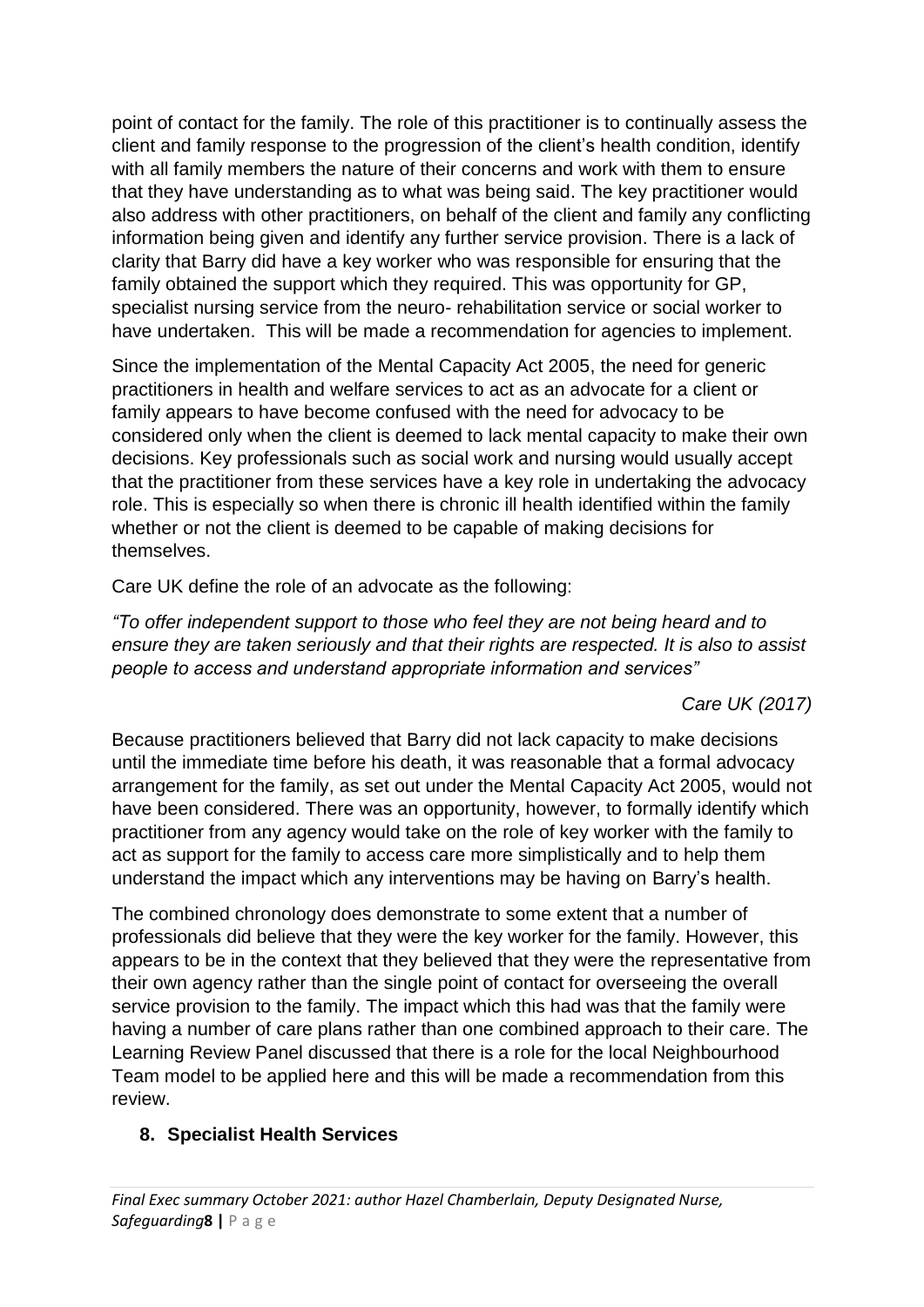point of contact for the family. The role of this practitioner is to continually assess the client and family response to the progression of the client's health condition, identify with all family members the nature of their concerns and work with them to ensure that they have understanding as to what was being said. The key practitioner would also address with other practitioners, on behalf of the client and family any conflicting information being given and identify any further service provision. There is a lack of clarity that Barry did have a key worker who was responsible for ensuring that the family obtained the support which they required. This was opportunity for GP, specialist nursing service from the neuro- rehabilitation service or social worker to have undertaken. This will be made a recommendation for agencies to implement.

Since the implementation of the Mental Capacity Act 2005, the need for generic practitioners in health and welfare services to act as an advocate for a client or family appears to have become confused with the need for advocacy to be considered only when the client is deemed to lack mental capacity to make their own decisions. Key professionals such as social work and nursing would usually accept that the practitioner from these services have a key role in undertaking the advocacy role. This is especially so when there is chronic ill health identified within the family whether or not the client is deemed to be capable of making decisions for themselves.

Care UK define the role of an advocate as the following:

*"To offer independent support to those who feel they are not being heard and to ensure they are taken seriously and that their rights are respected. It is also to assist people to access and understand appropriate information and services"*

*Care UK (2017)*

Because practitioners believed that Barry did not lack capacity to make decisions until the immediate time before his death, it was reasonable that a formal advocacy arrangement for the family, as set out under the Mental Capacity Act 2005, would not have been considered. There was an opportunity, however, to formally identify which practitioner from any agency would take on the role of key worker with the family to act as support for the family to access care more simplistically and to help them understand the impact which any interventions may be having on Barry's health.

The combined chronology does demonstrate to some extent that a number of professionals did believe that they were the key worker for the family. However, this appears to be in the context that they believed that they were the representative from their own agency rather than the single point of contact for overseeing the overall service provision to the family. The impact which this had was that the family were having a number of care plans rather than one combined approach to their care. The Learning Review Panel discussed that there is a role for the local Neighbourhood Team model to be applied here and this will be made a recommendation from this review.

## 8. Specialist Health Services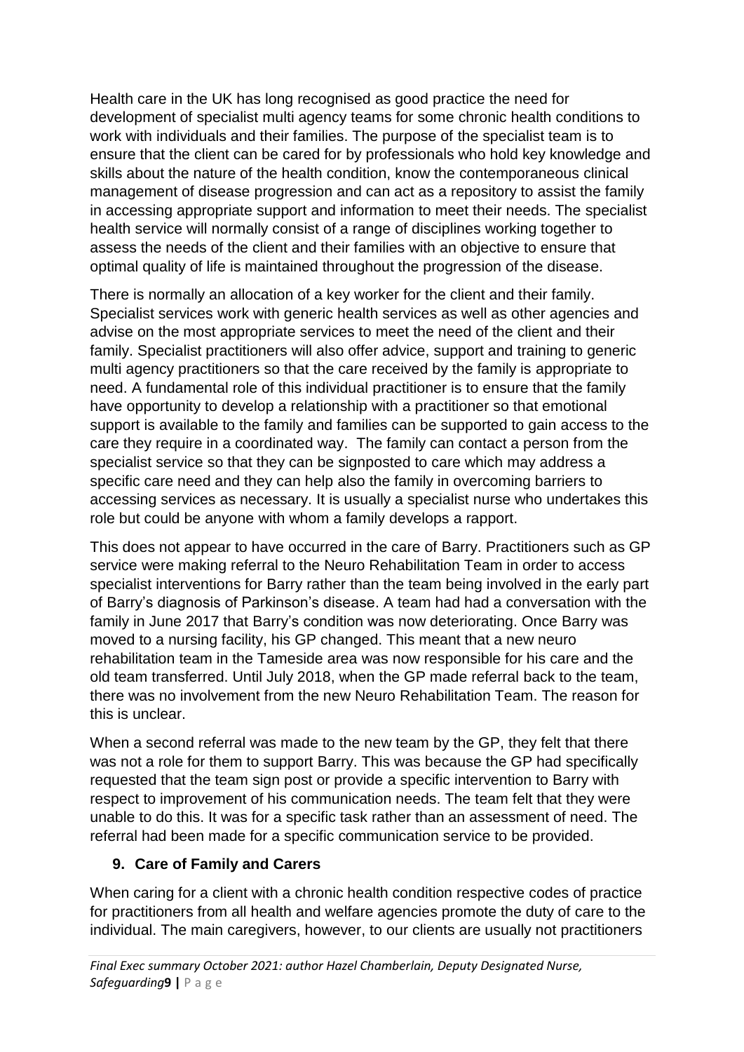Health care in the UK has long recognised as good practice the need for development of specialist multi agency teams for some chronic health conditions to work with individuals and their families. The purpose of the specialist team is to ensure that the client can be cared for by professionals who hold key knowledge and skills about the nature of the health condition, know the contemporaneous clinical management of disease progression and can act as a repository to assist the family in accessing appropriate support and information to meet their needs. The specialist health service will normally consist of a range of disciplines working together to assess the needs of the client and their families with an objective to ensure that optimal quality of life is maintained throughout the progression of the disease.

There is normally an allocation of a key worker for the client and their family. Specialist services work with generic health services as well as other agencies and advise on the most appropriate services to meet the need of the client and their family. Specialist practitioners will also offer advice, support and training to generic multi agency practitioners so that the care received by the family is appropriate to need. A fundamental role of this individual practitioner is to ensure that the family have opportunity to develop a relationship with a practitioner so that emotional support is available to the family and families can be supported to gain access to the care they require in a coordinated way. The family can contact a person from the specialist service so that they can be signposted to care which may address a specific care need and they can help also the family in overcoming barriers to accessing services as necessary. It is usually a specialist nurse who undertakes this role but could be anyone with whom a family develops a rapport.

This does not appear to have occurred in the care of Barry. Practitioners such as GP service were making referral to the Neuro Rehabilitation Team in order to access specialist interventions for Barry rather than the team being involved in the early part of Barry's diagnosis of Parkinson's disease. A team had had a conversation with the family in June 2017 that Barry's condition was now deteriorating. Once Barry was moved to a nursing facility, his GP changed. This meant that a new neuro rehabilitation team in the Tameside area was now responsible for his care and the old team transferred. Until July 2018, when the GP made referral back to the team, there was no involvement from the new Neuro Rehabilitation Team. The reason for this is unclear.

When a second referral was made to the new team by the GP, they felt that there was not a role for them to support Barry. This was because the GP had specifically requested that the team sign post or provide a specific intervention to Barry with respect to improvement of his communication needs. The team felt that they were unable to do this. It was for a specific task rather than an assessment of need. The referral had been made for a specific communication service to be provided.

## 9. Care of Family and Carers

When caring for a client with a chronic health condition respective codes of practice for practitioners from all health and welfare agencies promote the duty of care to the individual. The main caregivers, however, to our clients are usually not practitioners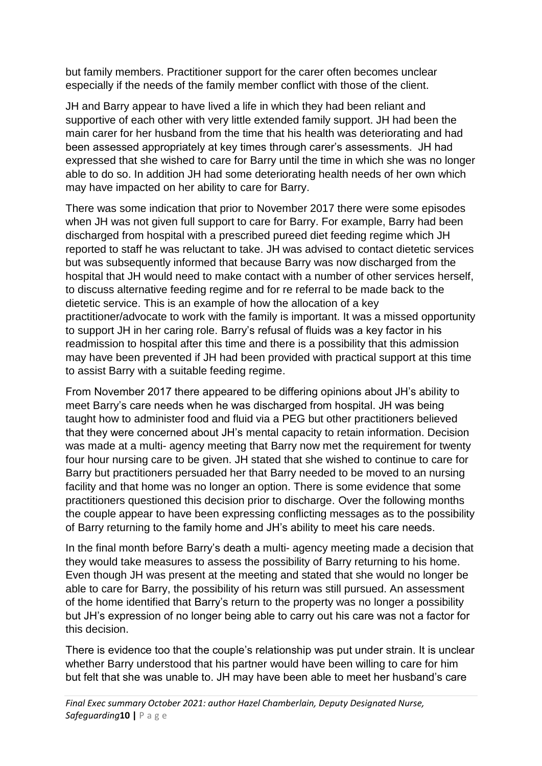but family members. Practitioner support for the carer often becomes unclear especially if the needs of the family member conflict with those of the client.

JH and Barry appear to have lived a life in which they had been reliant and supportive of each other with very little extended family support. JH had been the main carer for her husband from the time that his health was deteriorating and had been assessed appropriately at key times through carer's assessments. JH had expressed that she wished to care for Barry until the time in which she was no longer able to do so. In addition JH had some deteriorating health needs of her own which may have impacted on her ability to care for Barry.

There was some indication that prior to November 2017 there were some episodes when JH was not given full support to care for Barry. For example, Barry had been discharged from hospital with a prescribed pureed diet feeding regime which JH reported to staff he was reluctant to take. JH was advised to contact dietetic services but was subsequently informed that because Barry was now discharged from the hospital that JH would need to make contact with a number of other services herself, to discuss alternative feeding regime and for re referral to be made back to the dietetic service. This is an example of how the allocation of a key practitioner/advocate to work with the family is important. It was a missed opportunity to support JH in her caring role. Barry's refusal of fluids was a key factor in his readmission to hospital after this time and there is a possibility that this admission may have been prevented if JH had been provided with practical support at this time to assist Barry with a suitable feeding regime.

From November 2017 there appeared to be differing opinions about JH's ability to meet Barry's care needs when he was discharged from hospital. JH was being taught how to administer food and fluid via a PEG but other practitioners believed that they were concerned about JH's mental capacity to retain information. Decision was made at a multi- agency meeting that Barry now met the requirement for twenty four hour nursing care to be given. JH stated that she wished to continue to care for Barry but practitioners persuaded her that Barry needed to be moved to an nursing facility and that home was no longer an option. There is some evidence that some practitioners questioned this decision prior to discharge. Over the following months the couple appear to have been expressing conflicting messages as to the possibility of Barry returning to the family home and JH's ability to meet his care needs.

In the final month before Barry's death a multi- agency meeting made a decision that they would take measures to assess the possibility of Barry returning to his home. Even though JH was present at the meeting and stated that she would no longer be able to care for Barry, the possibility of his return was still pursued. An assessment of the home identified that Barry's return to the property was no longer a possibility but JH's expression of no longer being able to carry out his care was not a factor for this decision.

There is evidence too that the couple's relationship was put under strain. It is unclear whether Barry understood that his partner would have been willing to care for him but felt that she was unable to. JH may have been able to meet her husband's care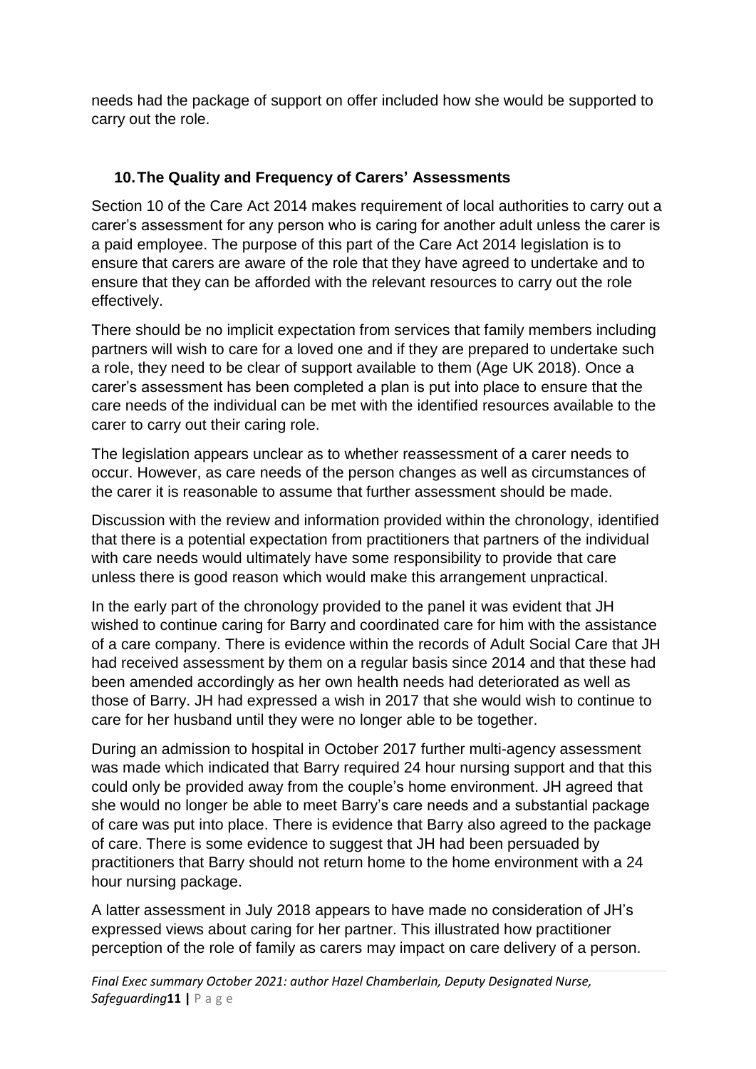needs had the package of support on offer included how she would be supported to carry out the role.

## 10. The Quality and Frequency of Carers' Assessments

Section 10 of the Care Act 2014 makes requirement of local authorities to carry out a carer's assessment for any person who is caring for another adult unless the carer is a paid employee. The purpose of this part of the Care Act 2014 legislation is to ensure that carers are aware of the role that they have agreed to undertake and to ensure that they can be afforded with the relevant resources to carry out the role effectively.

There should be no implicit expectation from services that family members including partners will wish to care for a loved one and if they are prepared to undertake such a role, they need to be clear of support available to them (Age UK 2018). Once a carer's assessment has been completed a plan is put into place to ensure that the care needs of the individual can be met with the identified resources available to the carer to carry out their caring role.

The legislation appears unclear as to whether reassessment of a carer needs to occur. However, as care needs of the person changes as well as circumstances of the carer it is reasonable to assume that further assessment should be made.

Discussion with the review and information provided within the chronology, identified that there is a potential expectation from practitioners that partners of the individual with care needs would ultimately have some responsibility to provide that care unless there is good reason which would make this arrangement unpractical.

In the early part of the chronology provided to the panel it was evident that JH wished to continue caring for Barry and coordinated care for him with the assistance of a care company. There is evidence within the records of Adult Social Care that JH had received assessment by them on a regular basis since 2014 and that these had been amended accordingly as her own health needs had deteriorated as well as those of Barry. JH had expressed a wish in 2017 that she would wish to continue to care for her husband until they were no longer able to be together.

During an admission to hospital in October 2017 further multi-agency assessment was made which indicated that Barry required 24 hour nursing support and that this could only be provided away from the couple's home environment. JH agreed that she would no longer be able to meet Barry's care needs and a substantial package of care was put into place. There is evidence that Barry also agreed to the package of care. There is some evidence to suggest that JH had been persuaded by practitioners that Barry should not return home to the home environment with a 24 hour nursing package.

A latter assessment in July 2018 appears to have made no consideration of JH's expressed views about caring for her partner. This illustrated how practitioner perception of the role of family as carers may impact on care delivery of a person.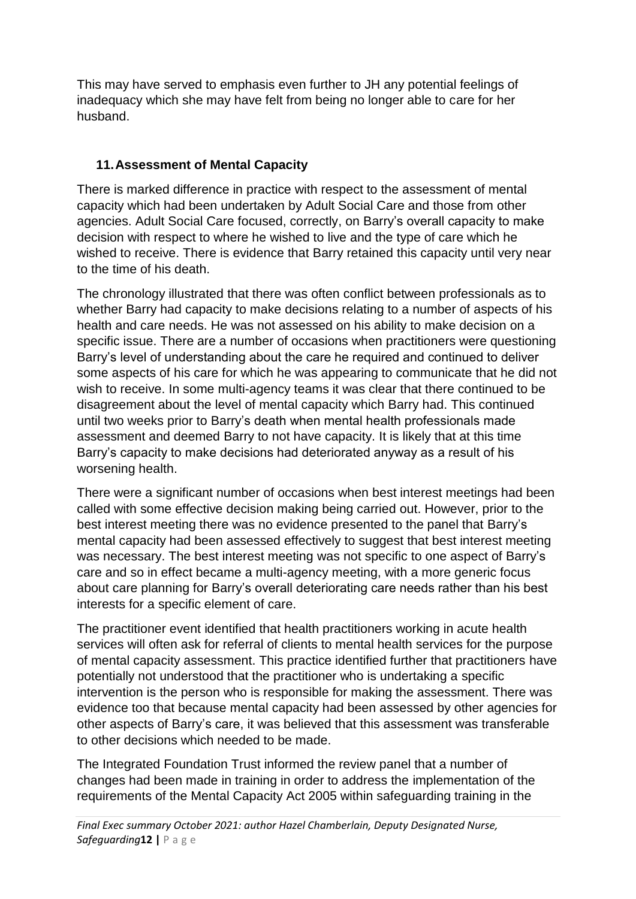This may have served to emphasis even further to JH any potential feelings of inadequacy which she may have felt from being no longer able to care for her husband.

## 11. Assessment of Mental Capacity

There is marked difference in practice with respect to the assessment of mental capacity which had been undertaken by Adult Social Care and those from other agencies. Adult Social Care focused, correctly, on Barry's overall capacity to make decision with respect to where he wished to live and the type of care which he wished to receive. There is evidence that Barry retained this capacity until very near to the time of his death.

The chronology illustrated that there was often conflict between professionals as to whether Barry had capacity to make decisions relating to a number of aspects of his health and care needs. He was not assessed on his ability to make decision on a specific issue. There are a number of occasions when practitioners were questioning Barry's level of understanding about the care he required and continued to deliver some aspects of his care for which he was appearing to communicate that he did not wish to receive. In some multi-agency teams it was clear that there continued to be disagreement about the level of mental capacity which Barry had. This continued until two weeks prior to Barry's death when mental health professionals made assessment and deemed Barry to not have capacity. It is likely that at this time Barry's capacity to make decisions had deteriorated anyway as a result of his worsening health.

There were a significant number of occasions when best interest meetings had been called with some effective decision making being carried out. However, prior to the best interest meeting there was no evidence presented to the panel that Barry's mental capacity had been assessed effectively to suggest that best interest meeting was necessary. The best interest meeting was not specific to one aspect of Barry's care and so in effect became a multi-agency meeting, with a more generic focus about care planning for Barry's overall deteriorating care needs rather than his best interests for a specific element of care.

The practitioner event identified that health practitioners working in acute health services will often ask for referral of clients to mental health services for the purpose of mental capacity assessment. This practice identified further that practitioners have potentially not understood that the practitioner who is undertaking a specific intervention is the person who is responsible for making the assessment. There was evidence too that because mental capacity had been assessed by other agencies for other aspects of Barry's care, it was believed that this assessment was transferable to other decisions which needed to be made.

The Integrated Foundation Trust informed the review panel that a number of changes had been made in training in order to address the implementation of the requirements of the Mental Capacity Act 2005 within safeguarding training in the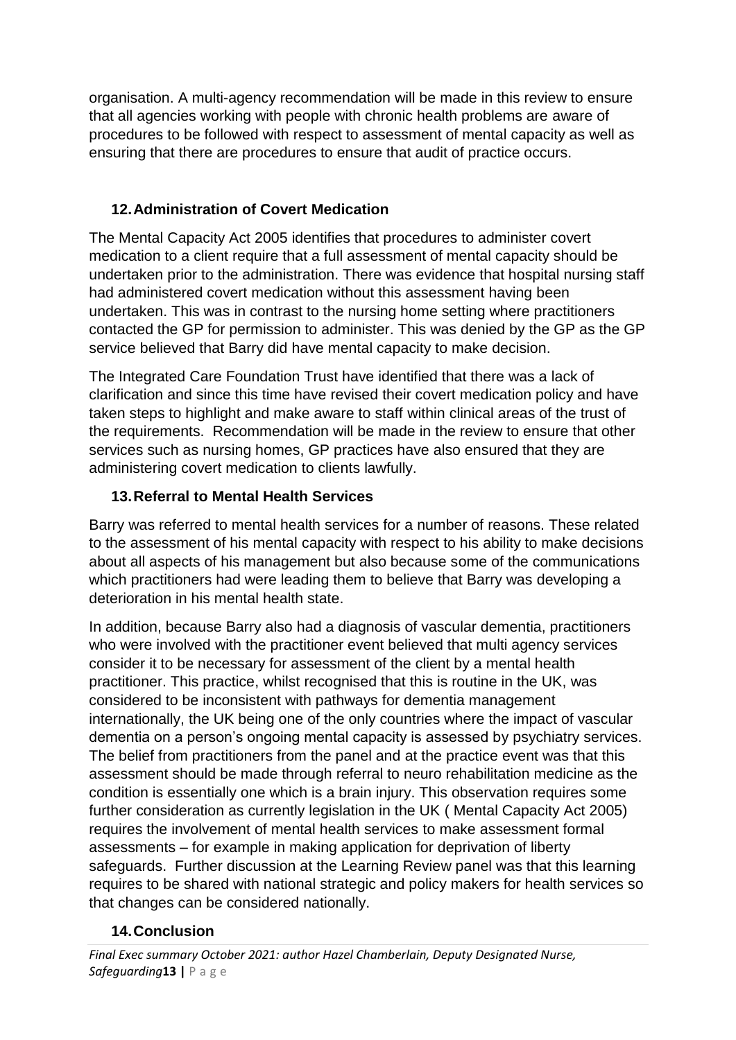organisation. A multi-agency recommendation will be made in this review to ensure that all agencies working with people with chronic health problems are aware of procedures to be followed with respect to assessment of mental capacity as well as ensuring that there are procedures to ensure that audit of practice occurs.

## 12. Administration of Covert Medication

The Mental Capacity Act 2005 identifies that procedures to administer covert medication to a client require that a full assessment of mental capacity should be undertaken prior to the administration. There was evidence that hospital nursing staff had administered covert medication without this assessment having been undertaken. This was in contrast to the nursing home setting where practitioners contacted the GP for permission to administer. This was denied by the GP as the GP service believed that Barry did have mental capacity to make decision.

The Integrated Care Foundation Trust have identified that there was a lack of clarification and since this time have revised their covert medication policy and have taken steps to highlight and make aware to staff within clinical areas of the trust of the requirements. Recommendation will be made in the review to ensure that other services such as nursing homes, GP practices have also ensured that they are administering covert medication to clients lawfully.

## 13. Referral to Mental Health Services

Barry was referred to mental health services for a number of reasons. These related to the assessment of his mental capacity with respect to his ability to make decisions about all aspects of his management but also because some of the communications which practitioners had were leading them to believe that Barry was developing a deterioration in his mental health state.

In addition, because Barry also had a diagnosis of vascular dementia, practitioners who were involved with the practitioner event believed that multi agency services consider it to be necessary for assessment of the client by a mental health practitioner. This practice, whilst recognised that this is routine in the UK, was considered to be inconsistent with pathways for dementia management internationally, the UK being one of the only countries where the impact of vascular dementia on a person's ongoing mental capacity is assessed by psychiatry services. The belief from practitioners from the panel and at the practice event was that this assessment should be made through referral to neuro rehabilitation medicine as the condition is essentially one which is a brain injury. This observation requires some further consideration as currently legislation in the UK ( Mental Capacity Act 2005) requires the involvement of mental health services to make assessment formal assessments – for example in making application for deprivation of liberty safeguards. Further discussion at the Learning Review panel was that this learning requires to be shared with national strategic and policy makers for health services so that changes can be considered nationally.

## 14. Conclusion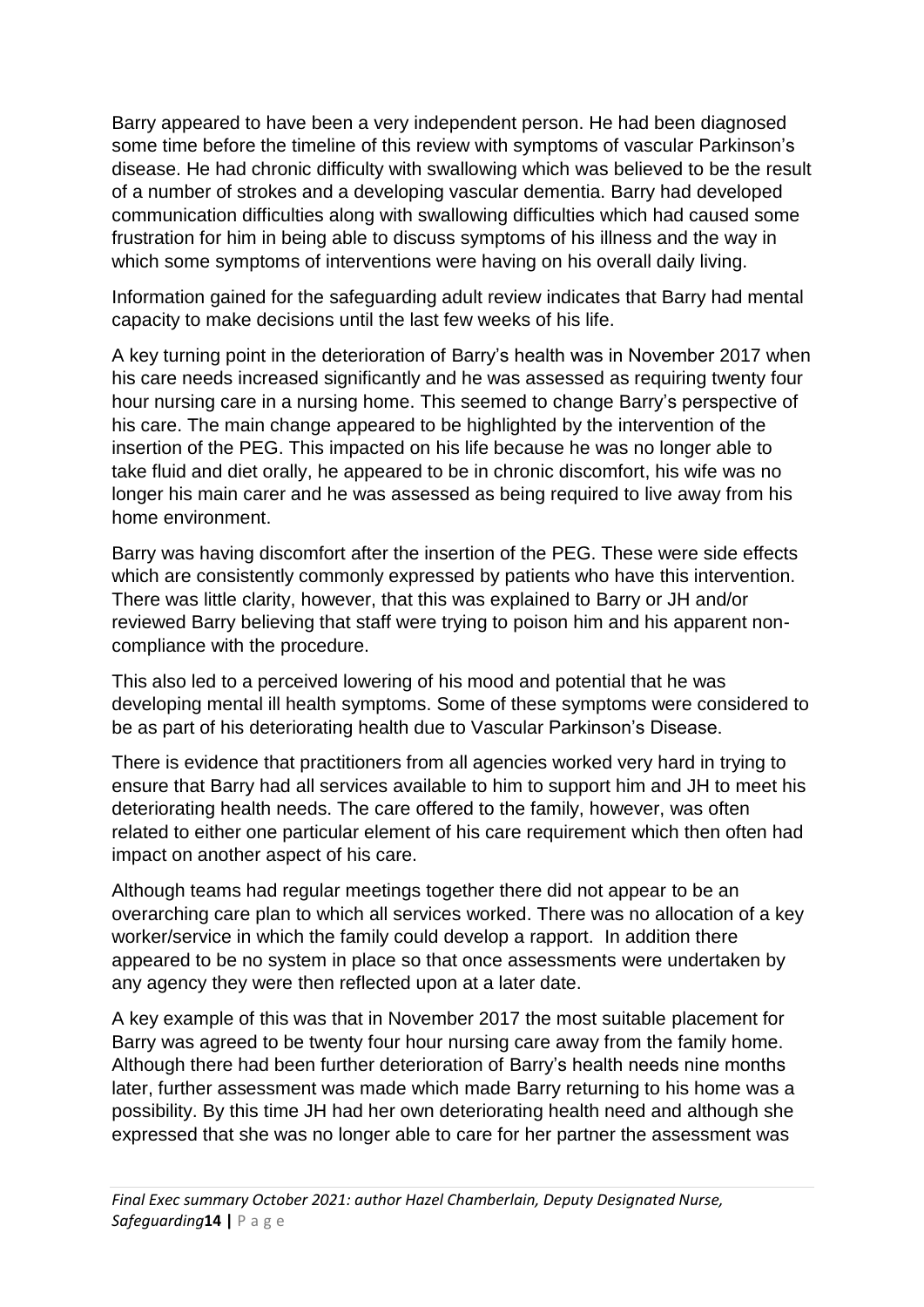Barry appeared to have been a very independent person. He had been diagnosed some time before the timeline of this review with symptoms of vascular Parkinson's disease. He had chronic difficulty with swallowing which was believed to be the result of a number of strokes and a developing vascular dementia. Barry had developed communication difficulties along with swallowing difficulties which had caused some frustration for him in being able to discuss symptoms of his illness and the way in which some symptoms of interventions were having on his overall daily living.

Information gained for the safeguarding adult review indicates that Barry had mental capacity to make decisions until the last few weeks of his life.

A key turning point in the deterioration of Barry's health was in November 2017 when his care needs increased significantly and he was assessed as requiring twenty four hour nursing care in a nursing home. This seemed to change Barry's perspective of his care. The main change appeared to be highlighted by the intervention of the insertion of the PEG. This impacted on his life because he was no longer able to take fluid and diet orally, he appeared to be in chronic discomfort, his wife was no longer his main carer and he was assessed as being required to live away from his home environment.

Barry was having discomfort after the insertion of the PEG. These were side effects which are consistently commonly expressed by patients who have this intervention. There was little clarity, however, that this was explained to Barry or JH and/or reviewed Barry believing that staff were trying to poison him and his apparent non-compliance with the procedure.

This also led to a perceived lowering of his mood and potential that he was developing mental ill health symptoms. Some of these symptoms were considered to be as part of his deteriorating health due to Vascular Parkinson's Disease.

There is evidence that practitioners from all agencies worked very hard in trying to ensure that Barry had all services available to him to support him and JH to meet his deteriorating health needs. The care offered to the family, however, was often related to either one particular element of his care requirement which then often had impact on another aspect of his care.

Although teams had regular meetings together there did not appear to be an overarching care plan to which all services worked. There was no allocation of a key worker/service in which the family could develop a rapport. In addition there appeared to be no system in place so that once assessments were undertaken by any agency they were then reflected upon at a later date.

A key example of this was that in November 2017 the most suitable placement for Barry was agreed to be twenty four hour nursing care away from the family home. Although there had been further deterioration of Barry's health needs nine months later, further assessment was made which made Barry returning to his home was a possibility. By this time JH had her own deteriorating health need and although she expressed that she was no longer able to care for her partner the assessment was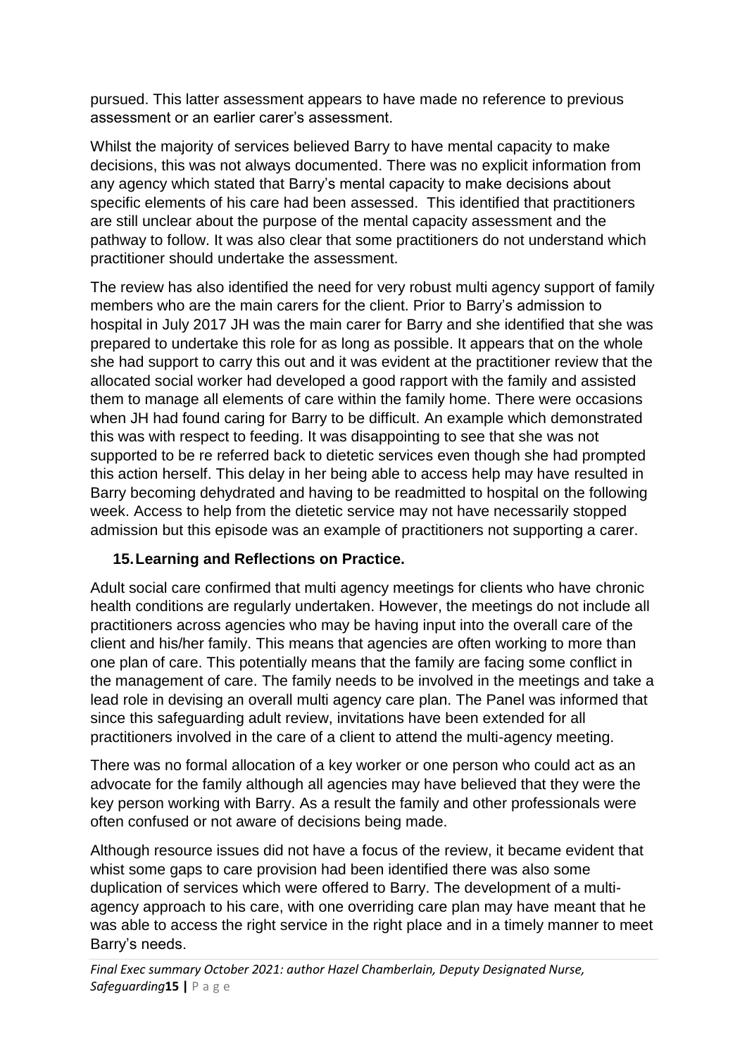pursued. This latter assessment appears to have made no reference to previous assessment or an earlier carer's assessment.

Whilst the majority of services believed Barry to have mental capacity to make decisions, this was not always documented. There was no explicit information from any agency which stated that Barry's mental capacity to make decisions about specific elements of his care had been assessed. This identified that practitioners are still unclear about the purpose of the mental capacity assessment and the pathway to follow. It was also clear that some practitioners do not understand which practitioner should undertake the assessment.

The review has also identified the need for very robust multi agency support of family members who are the main carers for the client. Prior to Barry's admission to hospital in July 2017 JH was the main carer for Barry and she identified that she was prepared to undertake this role for as long as possible. It appears that on the whole she had support to carry this out and it was evident at the practitioner review that the allocated social worker had developed a good rapport with the family and assisted them to manage all elements of care within the family home. There were occasions when JH had found caring for Barry to be difficult. An example which demonstrated this was with respect to feeding. It was disappointing to see that she was not supported to be re referred back to dietetic services even though she had prompted this action herself. This delay in her being able to access help may have resulted in Barry becoming dehydrated and having to be readmitted to hospital on the following week. Access to help from the dietetic service may not have necessarily stopped admission but this episode was an example of practitioners not supporting a carer.

## 15. Learning and Reflections on Practice.

Adult social care confirmed that multi agency meetings for clients who have chronic health conditions are regularly undertaken. However, the meetings do not include all practitioners across agencies who may be having input into the overall care of the client and his/her family. This means that agencies are often working to more than one plan of care. This potentially means that the family are facing some conflict in the management of care. The family needs to be involved in the meetings and take a lead role in devising an overall multi agency care plan. The Panel was informed that since this safeguarding adult review, invitations have been extended for all practitioners involved in the care of a client to attend the multi-agency meeting.

There was no formal allocation of a key worker or one person who could act as an advocate for the family although all agencies may have believed that they were the key person working with Barry. As a result the family and other professionals were often confused or not aware of decisions being made.

Although resource issues did not have a focus of the review, it became evident that whist some gaps to care provision had been identified there was also some duplication of services which were offered to Barry. The development of a multi-agency approach to his care, with one overriding care plan may have meant that he was able to access the right service in the right place and in a timely manner to meet Barry's needs.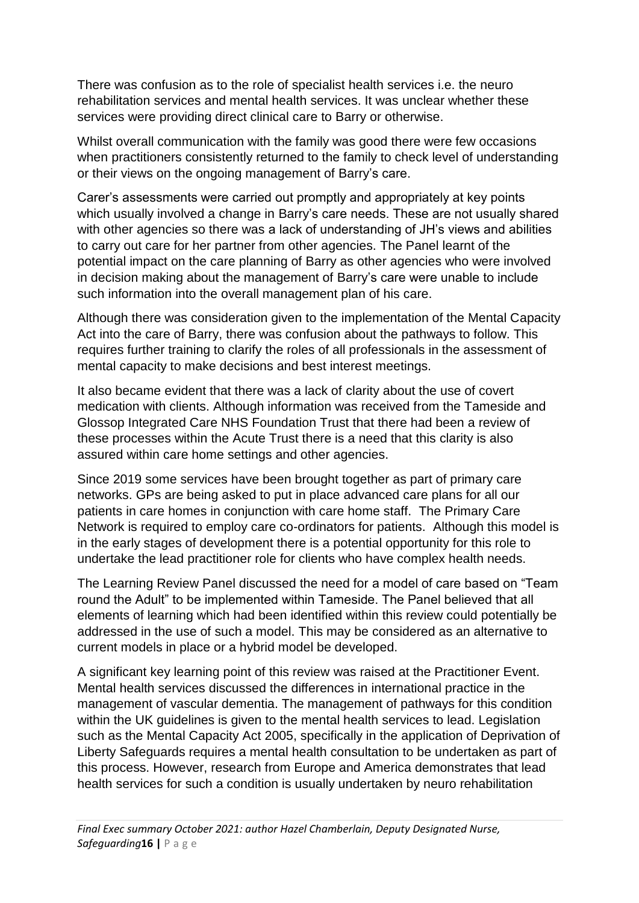There was confusion as to the role of specialist health services i.e. the neuro rehabilitation services and mental health services. It was unclear whether these services were providing direct clinical care to Barry or otherwise.

Whilst overall communication with the family was good there were few occasions when practitioners consistently returned to the family to check level of understanding or their views on the ongoing management of Barry's care.

Carer's assessments were carried out promptly and appropriately at key points which usually involved a change in Barry's care needs. These are not usually shared with other agencies so there was a lack of understanding of JH's views and abilities to carry out care for her partner from other agencies. The Panel learnt of the potential impact on the care planning of Barry as other agencies who were involved in decision making about the management of Barry's care were unable to include such information into the overall management plan of his care.

Although there was consideration given to the implementation of the Mental Capacity Act into the care of Barry, there was confusion about the pathways to follow. This requires further training to clarify the roles of all professionals in the assessment of mental capacity to make decisions and best interest meetings.

It also became evident that there was a lack of clarity about the use of covert medication with clients. Although information was received from the Tameside and Glossop Integrated Care NHS Foundation Trust that there had been a review of these processes within the Acute Trust there is a need that this clarity is also assured within care home settings and other agencies.

Since 2019 some services have been brought together as part of primary care networks. GPs are being asked to put in place advanced care plans for all our patients in care homes in conjunction with care home staff. The Primary Care Network is required to employ care co-ordinators for patients. Although this model is in the early stages of development there is a potential opportunity for this role to undertake the lead practitioner role for clients who have complex health needs.

The Learning Review Panel discussed the need for a model of care based on "Team round the Adult" to be implemented within Tameside. The Panel believed that all elements of learning which had been identified within this review could potentially be addressed in the use of such a model. This may be considered as an alternative to current models in place or a hybrid model be developed.

A significant key learning point of this review was raised at the Practitioner Event. Mental health services discussed the differences in international practice in the management of vascular dementia. The management of pathways for this condition within the UK guidelines is given to the mental health services to lead. Legislation such as the Mental Capacity Act 2005, specifically in the application of Deprivation of Liberty Safeguards requires a mental health consultation to be undertaken as part of this process. However, research from Europe and America demonstrates that lead health services for such a condition is usually undertaken by neuro rehabilitation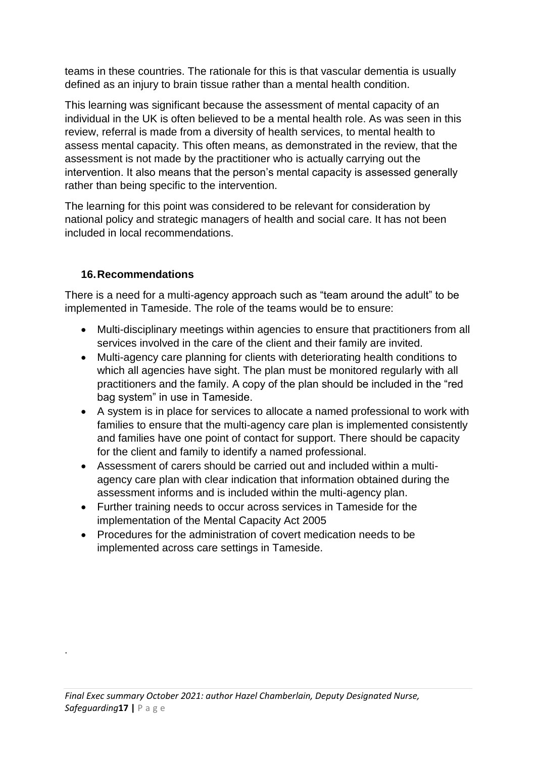teams in these countries. The rationale for this is that vascular dementia is usually defined as an injury to brain tissue rather than a mental health condition.

This learning was significant because the assessment of mental capacity of an individual in the UK is often believed to be a mental health role. As was seen in this review, referral is made from a diversity of health services, to mental health to assess mental capacity. This often means, as demonstrated in the review, that the assessment is not made by the practitioner who is actually carrying out the intervention. It also means that the person's mental capacity is assessed generally rather than being specific to the intervention.

The learning for this point was considered to be relevant for consideration by national policy and strategic managers of health and social care. It has not been included in local recommendations.

## 16. Recommendations

There is a need for a multi-agency approach such as "team around the adult" to be implemented in Tameside. The role of the teams would be to ensure:

- Multi-disciplinary meetings within agencies to ensure that practitioners from all services involved in the care of the client and their family are invited.
- Multi-agency care planning for clients with deteriorating health conditions to which all agencies have sight. The plan must be monitored regularly with all practitioners and the family. A copy of the plan should be included in the "red bag system" in use in Tameside.
- A system is in place for services to allocate a named professional to work with families to ensure that the multi-agency care plan is implemented consistently and families have one point of contact for support. There should be capacity for the client and family to identify a named professional.
- Assessment of carers should be carried out and included within a multi-agency care plan with clear indication that information obtained during the assessment informs and is included within the multi-agency plan.
- Further training needs to occur across services in Tameside for the implementation of the Mental Capacity Act 2005
- Procedures for the administration of covert medication needs to be implemented across care settings in Tameside.

.